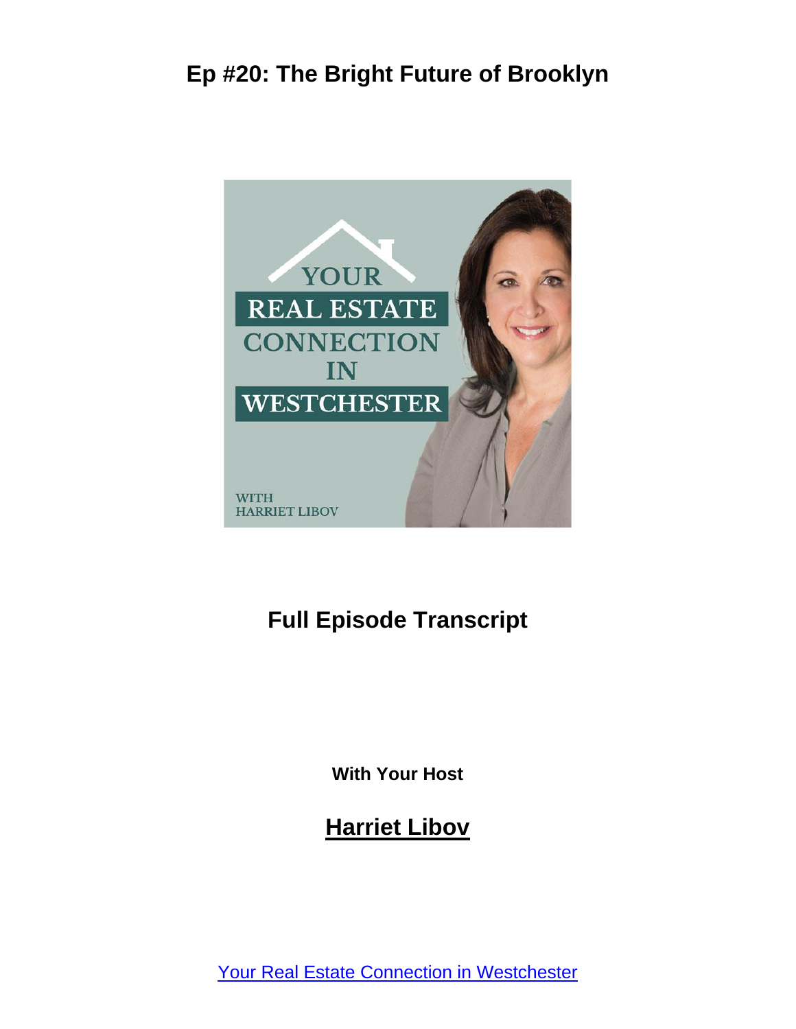# Ep #20: The Bright Future of Brooklyn

## Full Episode Transcript

**With Your Host**

## Harriet Libov

Your Real Estate Connection in Westchester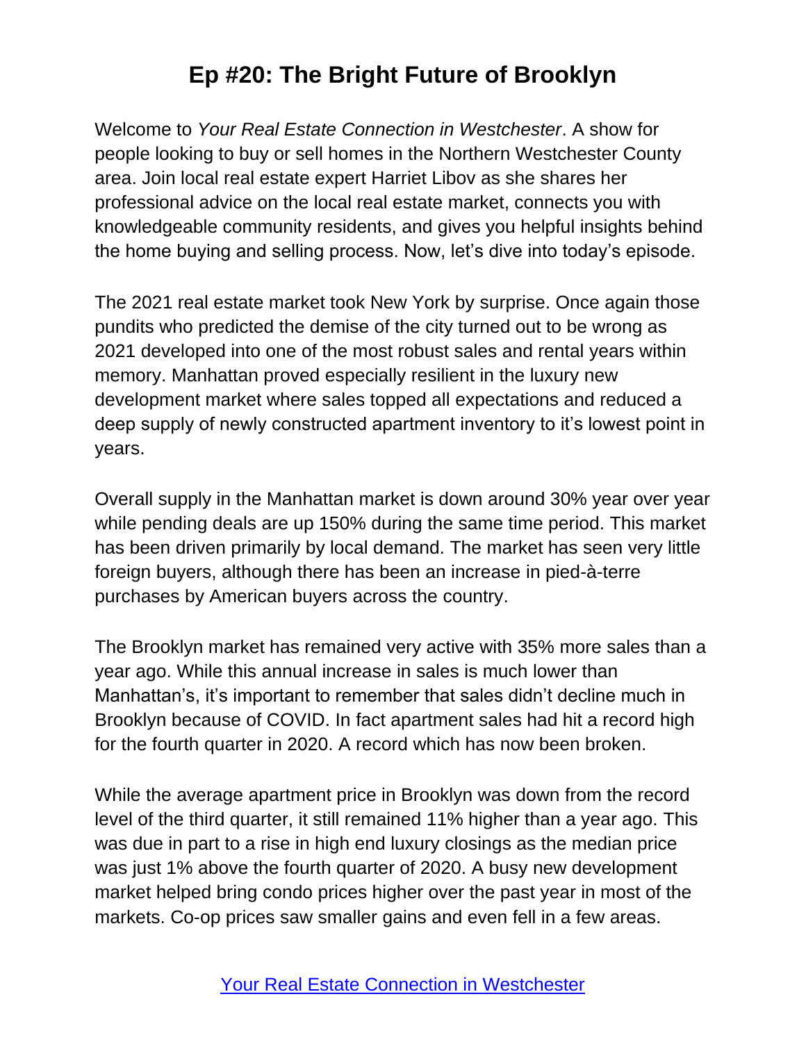# Ep #20: The Bright Future of Brooklyn

Welcome to *Your Real Estate Connection in Westchester*. A show for people looking to buy or sell homes in the Northern Westchester County area. Join local real estate expert Harriet Libov as she shares her professional advice on the local real estate market, connects you with knowledgeable community residents, and gives you helpful insights behind the home buying and selling process. Now, let's dive into today's episode.

The 2021 real estate market took New York by surprise. Once again those pundits who predicted the demise of the city turned out to be wrong as 2021 developed into one of the most robust sales and rental years within memory. Manhattan proved especially resilient in the luxury new development market where sales topped all expectations and reduced a deep supply of newly constructed apartment inventory to it's lowest point in years.

Overall supply in the Manhattan market is down around 30% year over year while pending deals are up 150% during the same time period. This market has been driven primarily by local demand. The market has seen very little foreign buyers, although there has been an increase in pied-à-terre purchases by American buyers across the country.

The Brooklyn market has remained very active with 35% more sales than a year ago. While this annual increase in sales is much lower than Manhattan's, it's important to remember that sales didn't decline much in Brooklyn because of COVID. In fact apartment sales had hit a record high for the fourth quarter in 2020. A record which has now been broken.

While the average apartment price in Brooklyn was down from the record level of the third quarter, it still remained 11% higher than a year ago. This was due in part to a rise in high end luxury closings as the median price was just 1% above the fourth quarter of 2020. A busy new development market helped bring condo prices higher over the past year in most of the markets. Co-op prices saw smaller gains and even fell in a few areas.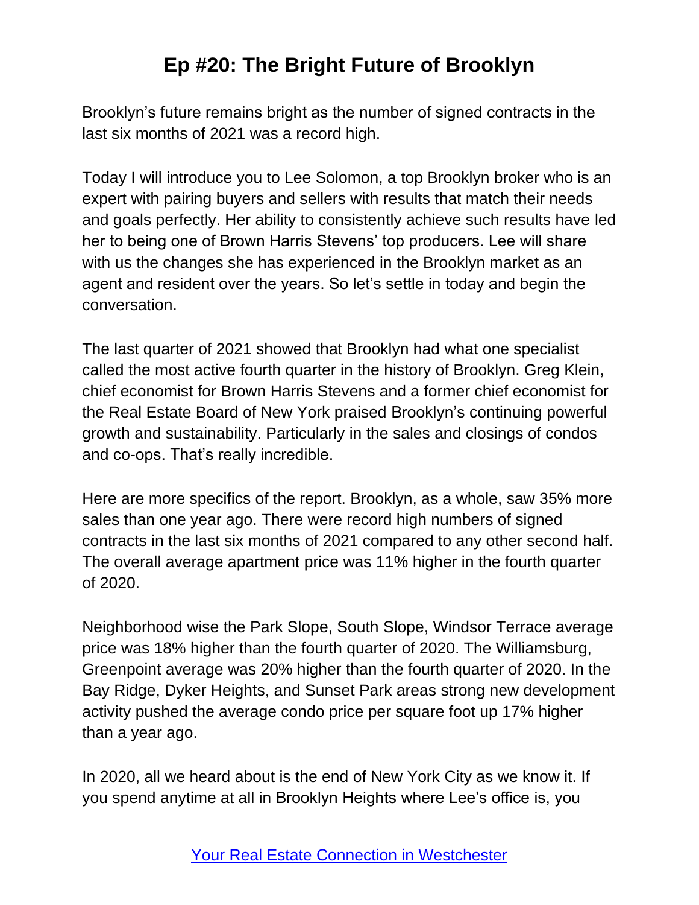# Ep #20: The Bright Future of Brooklyn

Brooklyn's future remains bright as the number of signed contracts in the last six months of 2021 was a record high.

Today I will introduce you to Lee Solomon, a top Brooklyn broker who is an expert with pairing buyers and sellers with results that match their needs and goals perfectly. Her ability to consistently achieve such results have led her to being one of Brown Harris Stevens' top producers. Lee will share with us the changes she has experienced in the Brooklyn market as an agent and resident over the years. So let's settle in today and begin the conversation.

The last quarter of 2021 showed that Brooklyn had what one specialist called the most active fourth quarter in the history of Brooklyn. Greg Klein, chief economist for Brown Harris Stevens and a former chief economist for the Real Estate Board of New York praised Brooklyn's continuing powerful growth and sustainability. Particularly in the sales and closings of condos and co-ops. That's really incredible.

Here are more specifics of the report. Brooklyn, as a whole, saw 35% more sales than one year ago. There were record high numbers of signed contracts in the last six months of 2021 compared to any other second half. The overall average apartment price was 11% higher in the fourth quarter of 2020.

Neighborhood wise the Park Slope, South Slope, Windsor Terrace average price was 18% higher than the fourth quarter of 2020. The Williamsburg, Greenpoint average was 20% higher than the fourth quarter of 2020. In the Bay Ridge, Dyker Heights, and Sunset Park areas strong new development activity pushed the average condo price per square foot up 17% higher than a year ago.

In 2020, all we heard about is the end of New York City as we know it. If you spend anytime at all in Brooklyn Heights where Lee's office is, you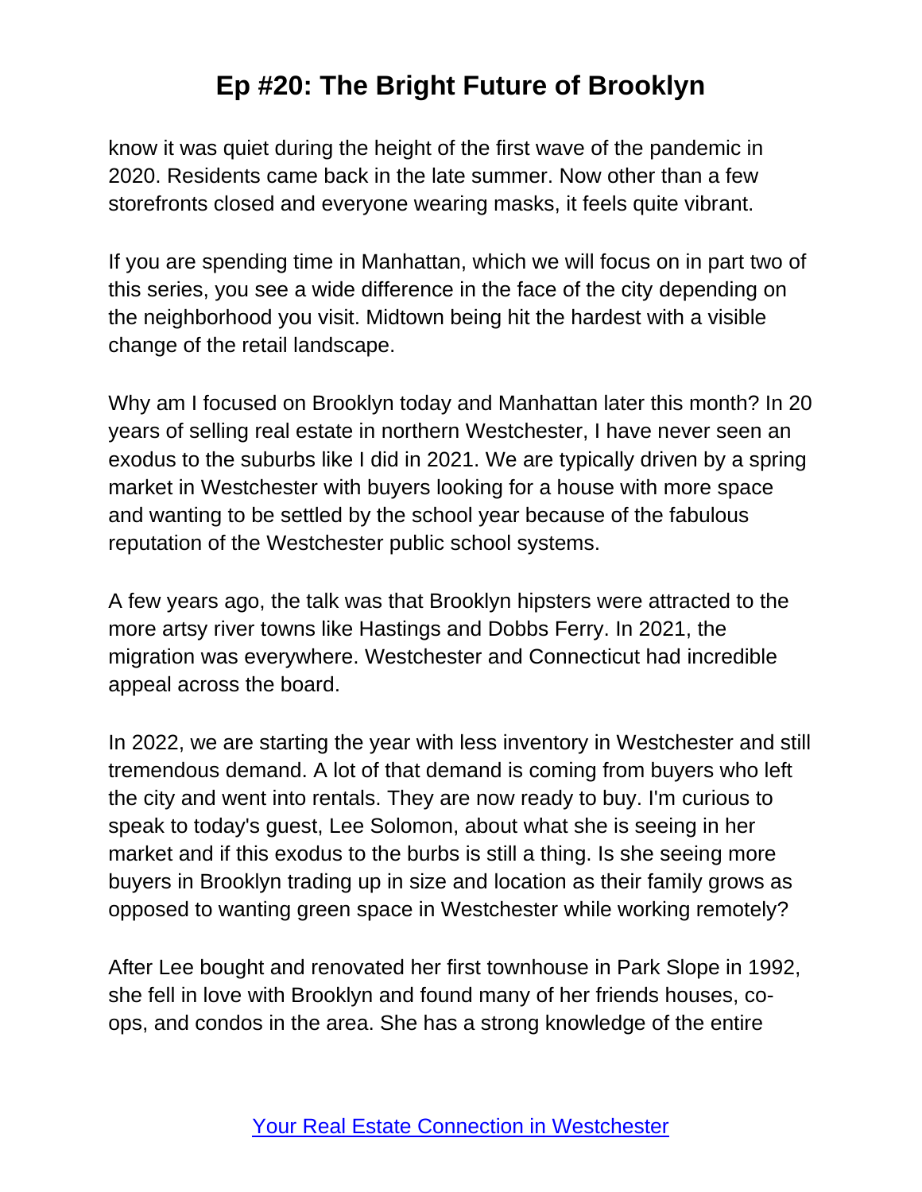know it was quiet during the height of the first wave of the pandemic in 2020. Residents came back in the late summer. Now other than a few storefronts closed and everyone wearing masks, it feels quite vibrant.

If you are spending time in Manhattan, which we will focus on in part two of this series, you see a wide difference in the face of the city depending on the neighborhood you visit. Midtown being hit the hardest with a visible change of the retail landscape.

Why am I focused on Brooklyn today and Manhattan later this month? In 20 years of selling real estate in northern Westchester, I have never seen an exodus to the suburbs like I did in 2021. We are typically driven by a spring market in Westchester with buyers looking for a house with more space and wanting to be settled by the school year because of the fabulous reputation of the Westchester public school systems.

A few years ago, the talk was that Brooklyn hipsters were attracted to the more artsy river towns like Hastings and Dobbs Ferry. In 2021, the migration was everywhere. Westchester and Connecticut had incredible appeal across the board.

In 2022, we are starting the year with less inventory in Westchester and still tremendous demand. A lot of that demand is coming from buyers who left the city and went into rentals. They are now ready to buy. I'm curious to speak to today's guest, Lee Solomon, about what she is seeing in her market and if this exodus to the burbs is still a thing. Is she seeing more buyers in Brooklyn trading up in size and location as their family grows as opposed to wanting green space in Westchester while working remotely?

After Lee bought and renovated her first townhouse in Park Slope in 1992, she fell in love with Brooklyn and found many of her friends houses, co-ops, and condos in the area. She has a strong knowledge of the entire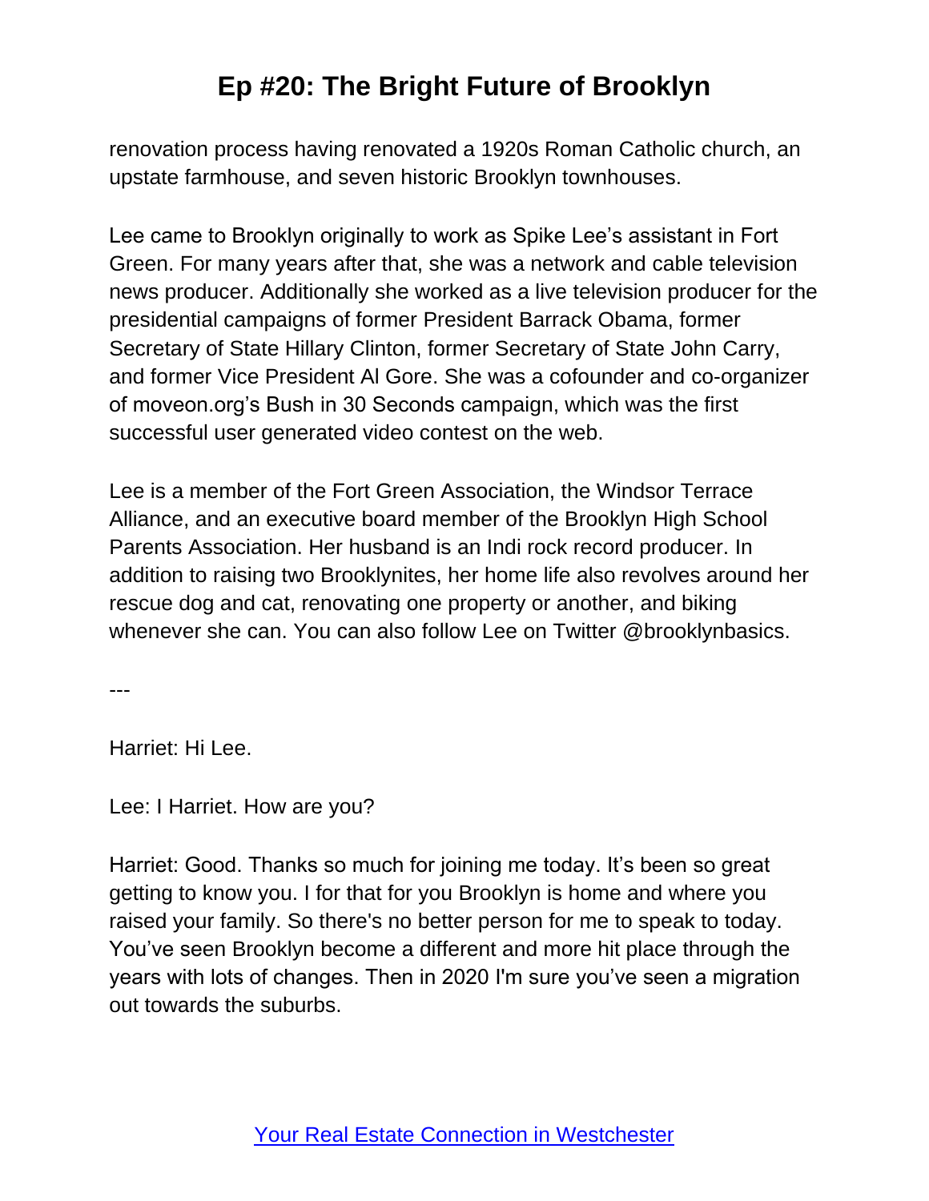renovation process having renovated a 1920s Roman Catholic church, an upstate farmhouse, and seven historic Brooklyn townhouses.

Lee came to Brooklyn originally to work as Spike Lee's assistant in Fort Green. For many years after that, she was a network and cable television news producer. Additionally she worked as a live television producer for the presidential campaigns of former President Barrack Obama, former Secretary of State Hillary Clinton, former Secretary of State John Carry, and former Vice President Al Gore. She was a cofounder and co-organizer of moveon.org's Bush in 30 Seconds campaign, which was the first successful user generated video contest on the web.

Lee is a member of the Fort Green Association, the Windsor Terrace Alliance, and an executive board member of the Brooklyn High School Parents Association. Her husband is an Indi rock record producer. In addition to raising two Brooklynites, her home life also revolves around her rescue dog and cat, renovating one property or another, and biking whenever she can. You can also follow Lee on Twitter @brooklynbasics.

---

Harriet: Hi Lee.

Lee: I Harriet. How are you?

Harriet: Good. Thanks so much for joining me today. It's been so great getting to know you. I for that for you Brooklyn is home and where you raised your family. So there's no better person for me to speak to today. You've seen Brooklyn become a different and more hit place through the years with lots of changes. Then in 2020 I'm sure you've seen a migration out towards the suburbs.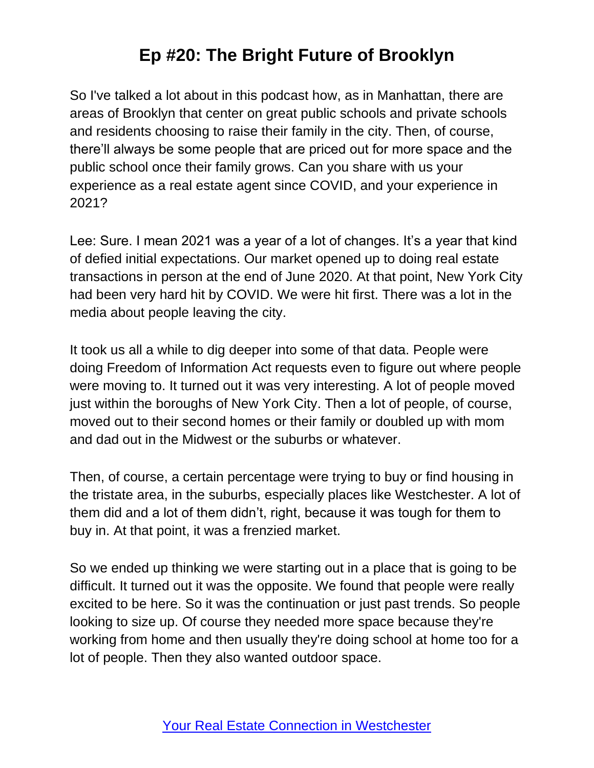So I've talked a lot about in this podcast how, as in Manhattan, there are areas of Brooklyn that center on great public schools and private schools and residents choosing to raise their family in the city. Then, of course, there'll always be some people that are priced out for more space and the public school once their family grows. Can you share with us your experience as a real estate agent since COVID, and your experience in 2021?

Lee: Sure. I mean 2021 was a year of a lot of changes. It's a year that kind of defied initial expectations. Our market opened up to doing real estate transactions in person at the end of June 2020. At that point, New York City had been very hard hit by COVID. We were hit first. There was a lot in the media about people leaving the city.

It took us all a while to dig deeper into some of that data. People were doing Freedom of Information Act requests even to figure out where people were moving to. It turned out it was very interesting. A lot of people moved just within the boroughs of New York City. Then a lot of people, of course, moved out to their second homes or their family or doubled up with mom and dad out in the Midwest or the suburbs or whatever.

Then, of course, a certain percentage were trying to buy or find housing in the tristate area, in the suburbs, especially places like Westchester. A lot of them did and a lot of them didn't, right, because it was tough for them to buy in. At that point, it was a frenzied market.

So we ended up thinking we were starting out in a place that is going to be difficult. It turned out it was the opposite. We found that people were really excited to be here. So it was the continuation or just past trends. So people looking to size up. Of course they needed more space because they're working from home and then usually they're doing school at home too for a lot of people. Then they also wanted outdoor space.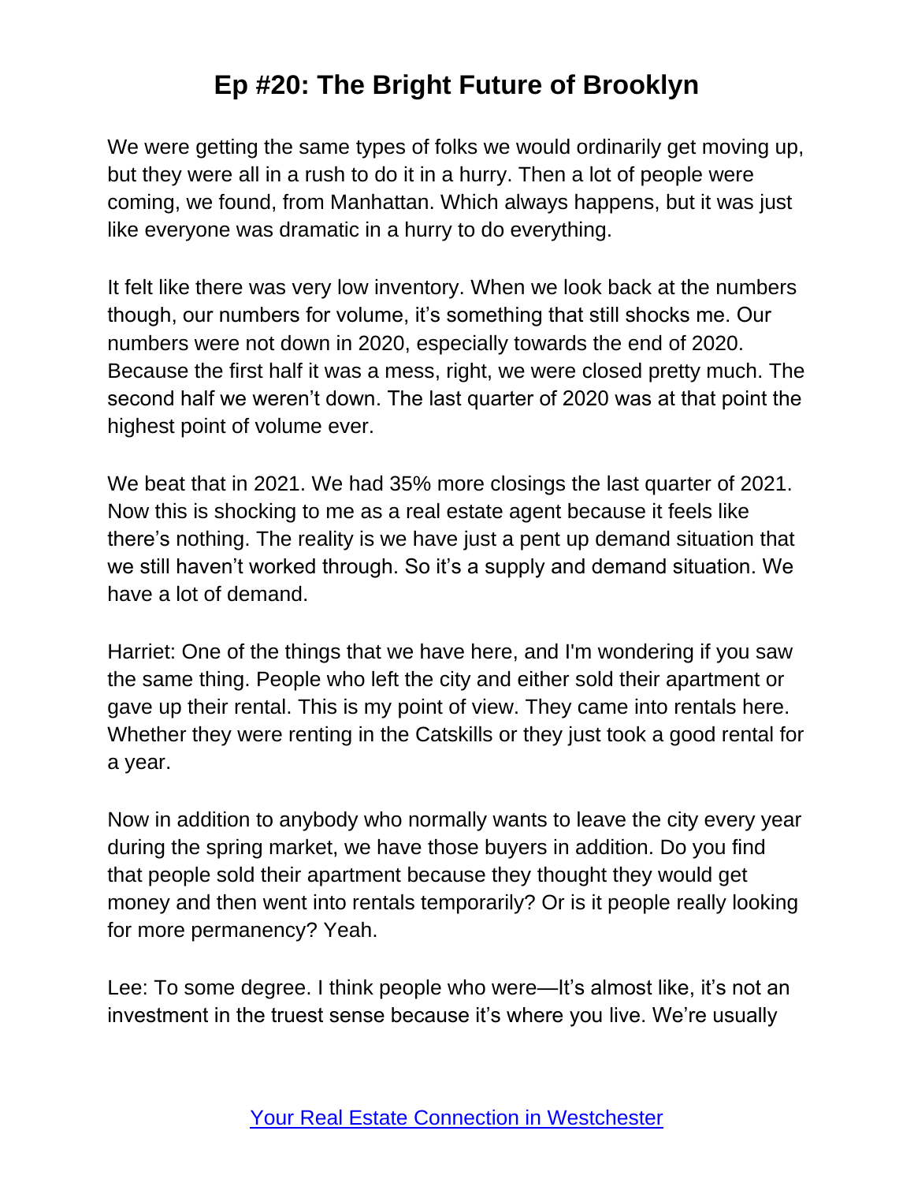We were getting the same types of folks we would ordinarily get moving up, but they were all in a rush to do it in a hurry. Then a lot of people were coming, we found, from Manhattan. Which always happens, but it was just like everyone was dramatic in a hurry to do everything.

It felt like there was very low inventory. When we look back at the numbers though, our numbers for volume, it's something that still shocks me. Our numbers were not down in 2020, especially towards the end of 2020. Because the first half it was a mess, right, we were closed pretty much. The second half we weren't down. The last quarter of 2020 was at that point the highest point of volume ever.

We beat that in 2021. We had 35% more closings the last quarter of 2021. Now this is shocking to me as a real estate agent because it feels like there's nothing. The reality is we have just a pent up demand situation that we still haven't worked through. So it's a supply and demand situation. We have a lot of demand.

Harriet: One of the things that we have here, and I'm wondering if you saw the same thing. People who left the city and either sold their apartment or gave up their rental. This is my point of view. They came into rentals here. Whether they were renting in the Catskills or they just took a good rental for a year.

Now in addition to anybody who normally wants to leave the city every year during the spring market, we have those buyers in addition. Do you find that people sold their apartment because they thought they would get money and then went into rentals temporarily? Or is it people really looking for more permanency? Yeah.

Lee: To some degree. I think people who were—It's almost like, it's not an investment in the truest sense because it's where you live. We're usually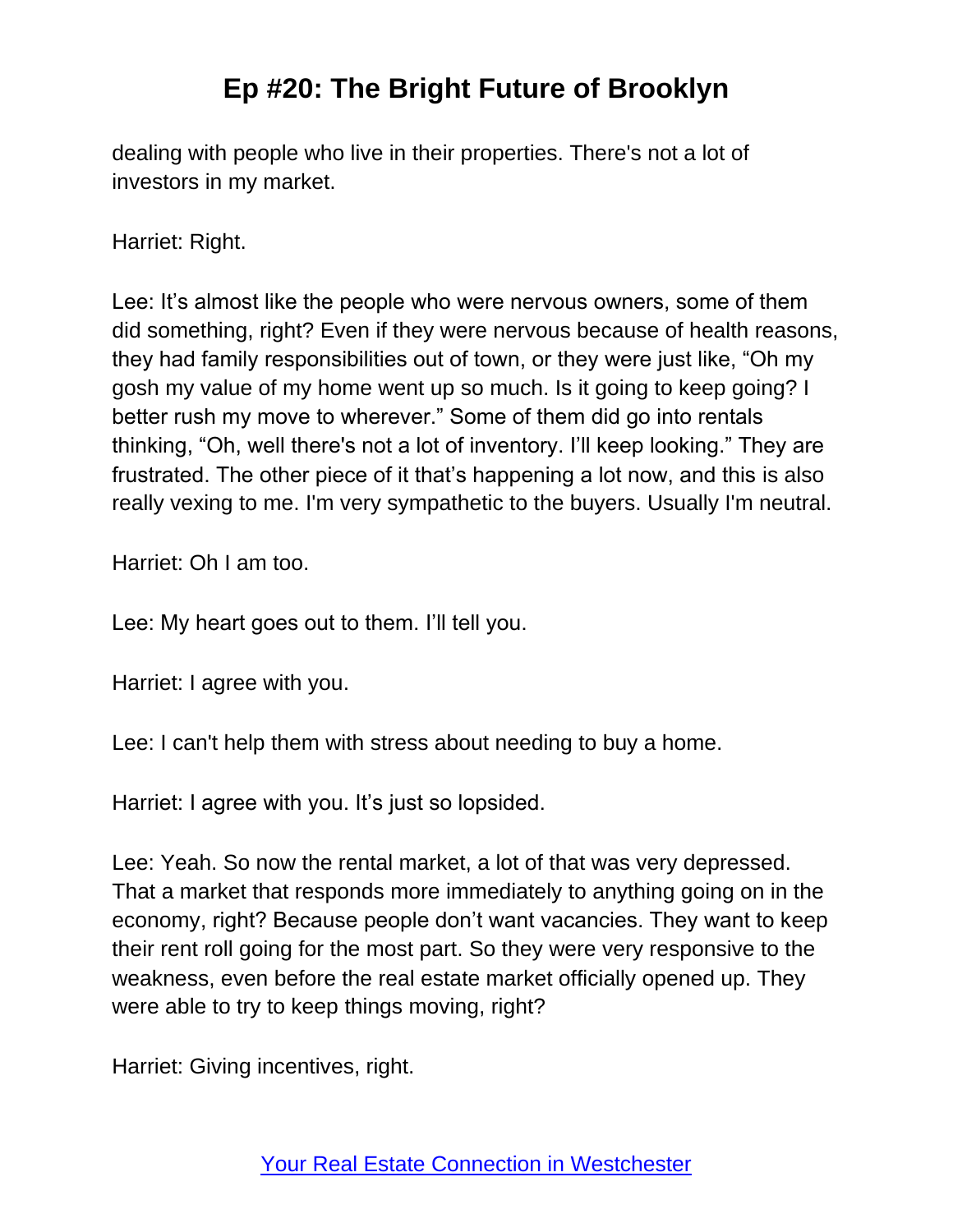dealing with people who live in their properties. There's not a lot of investors in my market.

Harriet: Right.

Lee: It's almost like the people who were nervous owners, some of them did something, right? Even if they were nervous because of health reasons, they had family responsibilities out of town, or they were just like, "Oh my gosh my value of my home went up so much. Is it going to keep going? I better rush my move to wherever." Some of them did go into rentals thinking, "Oh, well there's not a lot of inventory. I'll keep looking." They are frustrated. The other piece of it that's happening a lot now, and this is also really vexing to me. I'm very sympathetic to the buyers. Usually I'm neutral.

Harriet: Oh I am too.

Lee: My heart goes out to them. I'll tell you.

Harriet: I agree with you.

Lee: I can't help them with stress about needing to buy a home.

Harriet: I agree with you. It's just so lopsided.

Lee: Yeah. So now the rental market, a lot of that was very depressed. That a market that responds more immediately to anything going on in the economy, right? Because people don't want vacancies. They want to keep their rent roll going for the most part. So they were very responsive to the weakness, even before the real estate market officially opened up. They were able to try to keep things moving, right?

Harriet: Giving incentives, right.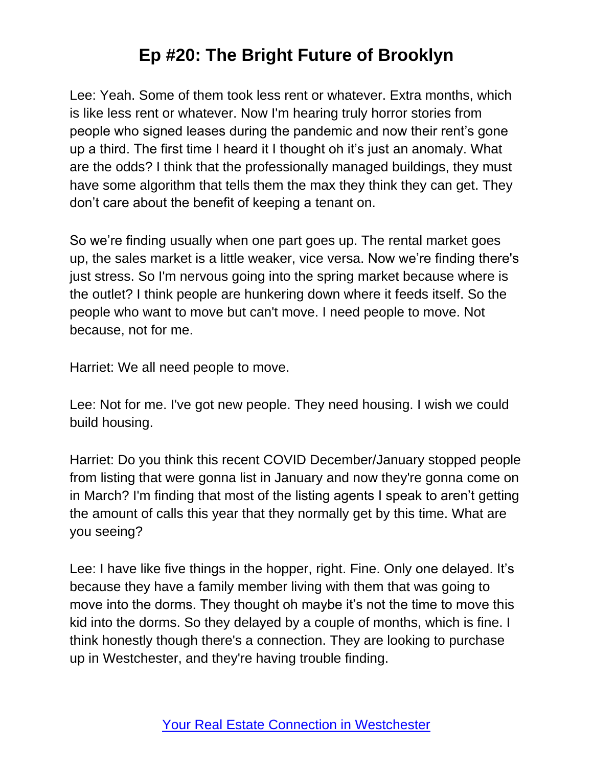Lee: Yeah. Some of them took less rent or whatever. Extra months, which is like less rent or whatever. Now I'm hearing truly horror stories from people who signed leases during the pandemic and now their rent's gone up a third. The first time I heard it I thought oh it's just an anomaly. What are the odds? I think that the professionally managed buildings, they must have some algorithm that tells them the max they think they can get. They don't care about the benefit of keeping a tenant on.

So we're finding usually when one part goes up. The rental market goes up, the sales market is a little weaker, vice versa. Now we're finding there's just stress. So I'm nervous going into the spring market because where is the outlet? I think people are hunkering down where it feeds itself. So the people who want to move but can't move. I need people to move. Not because, not for me.

Harriet: We all need people to move.

Lee: Not for me. I've got new people. They need housing. I wish we could build housing.

Harriet: Do you think this recent COVID December/January stopped people from listing that were gonna list in January and now they're gonna come on in March? I'm finding that most of the listing agents I speak to aren't getting the amount of calls this year that they normally get by this time. What are you seeing?

Lee: I have like five things in the hopper, right. Fine. Only one delayed. It's because they have a family member living with them that was going to move into the dorms. They thought oh maybe it's not the time to move this kid into the dorms. So they delayed by a couple of months, which is fine. I think honestly though there's a connection. They are looking to purchase up in Westchester, and they're having trouble finding.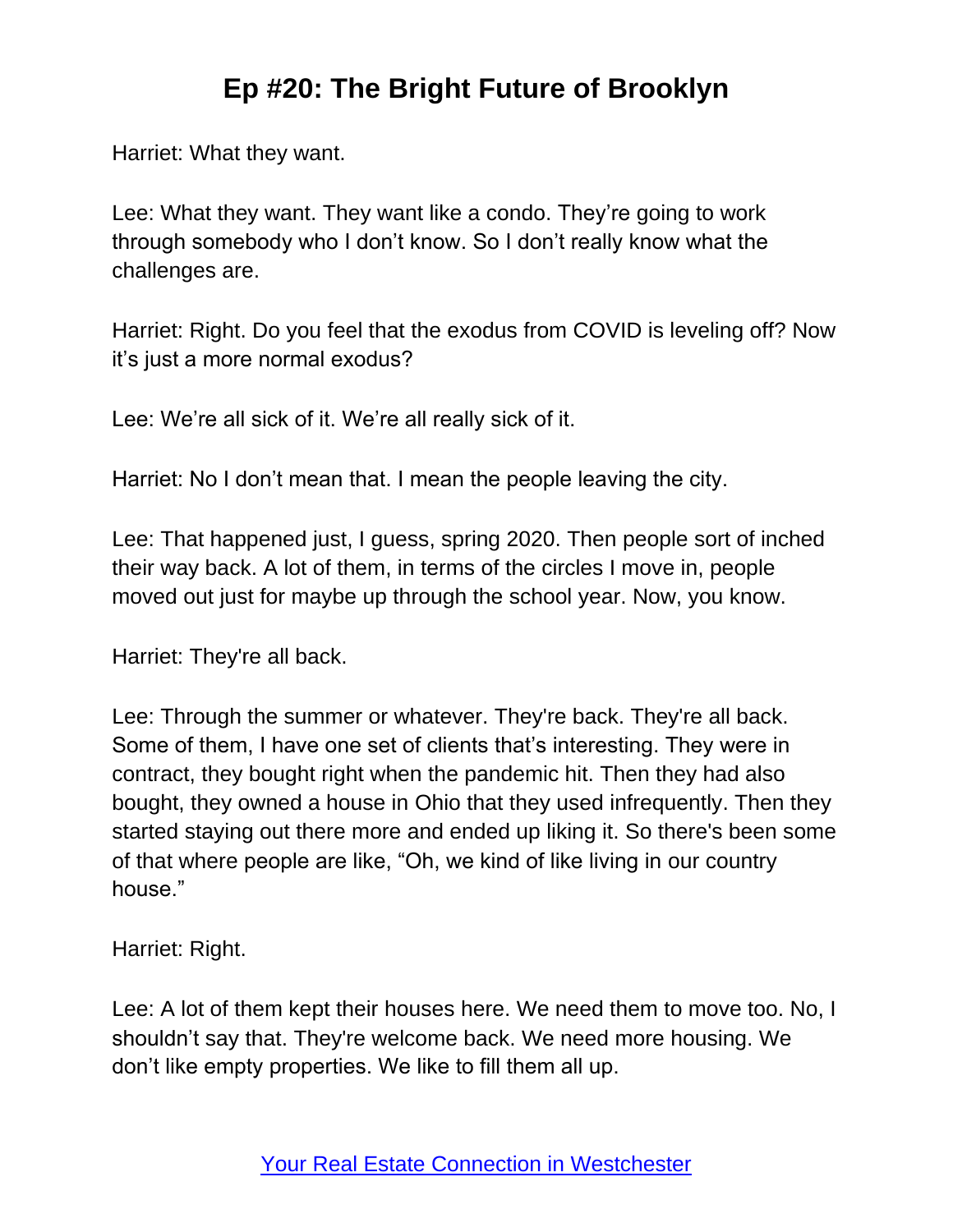Harriet: What they want.

Lee: What they want. They want like a condo. They're going to work through somebody who I don't know. So I don't really know what the challenges are.

Harriet: Right. Do you feel that the exodus from COVID is leveling off? Now it's just a more normal exodus?

Lee: We're all sick of it. We're all really sick of it.

Harriet: No I don't mean that. I mean the people leaving the city.

Lee: That happened just, I guess, spring 2020. Then people sort of inched their way back. A lot of them, in terms of the circles I move in, people moved out just for maybe up through the school year. Now, you know.

Harriet: They're all back.

Lee: Through the summer or whatever. They're back. They're all back. Some of them, I have one set of clients that's interesting. They were in contract, they bought right when the pandemic hit. Then they had also bought, they owned a house in Ohio that they used infrequently. Then they started staying out there more and ended up liking it. So there's been some of that where people are like, "Oh, we kind of like living in our country house."

Harriet: Right.

Lee: A lot of them kept their houses here. We need them to move too. No, I shouldn't say that. They're welcome back. We need more housing. We don't like empty properties. We like to fill them all up.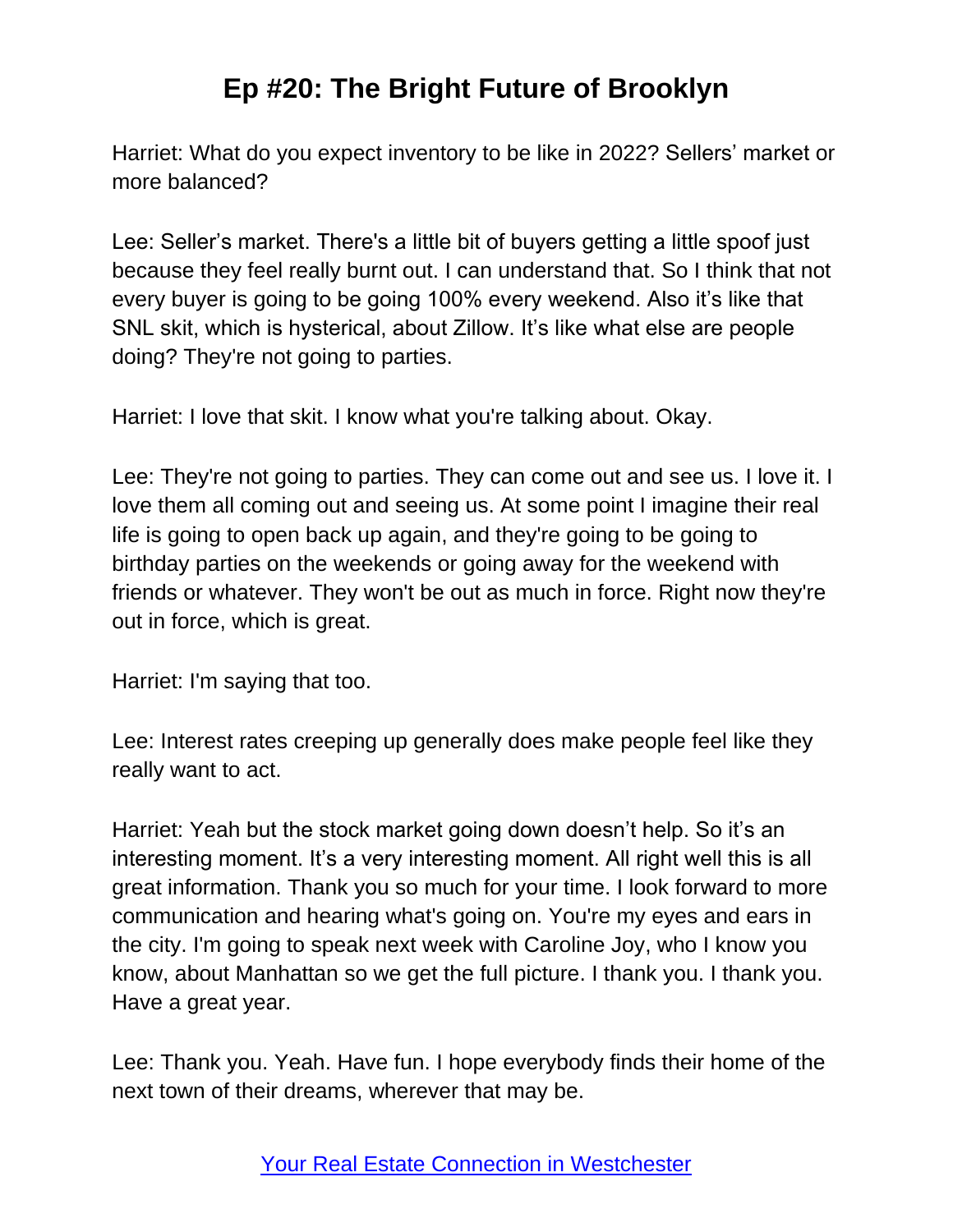Harriet: What do you expect inventory to be like in 2022? Sellers' market or more balanced?

Lee: Seller's market. There's a little bit of buyers getting a little spoof just because they feel really burnt out. I can understand that. So I think that not every buyer is going to be going 100% every weekend. Also it's like that SNL skit, which is hysterical, about Zillow. It's like what else are people doing? They're not going to parties.

Harriet: I love that skit. I know what you're talking about. Okay.

Lee: They're not going to parties. They can come out and see us. I love it. I love them all coming out and seeing us. At some point I imagine their real life is going to open back up again, and they're going to be going to birthday parties on the weekends or going away for the weekend with friends or whatever. They won't be out as much in force. Right now they're out in force, which is great.

Harriet: I'm saying that too.

Lee: Interest rates creeping up generally does make people feel like they really want to act.

Harriet: Yeah but the stock market going down doesn't help. So it's an interesting moment. It's a very interesting moment. All right well this is all great information. Thank you so much for your time. I look forward to more communication and hearing what's going on. You're my eyes and ears in the city. I'm going to speak next week with Caroline Joy, who I know you know, about Manhattan so we get the full picture. I thank you. I thank you. Have a great year.

Lee: Thank you. Yeah. Have fun. I hope everybody finds their home of the next town of their dreams, wherever that may be.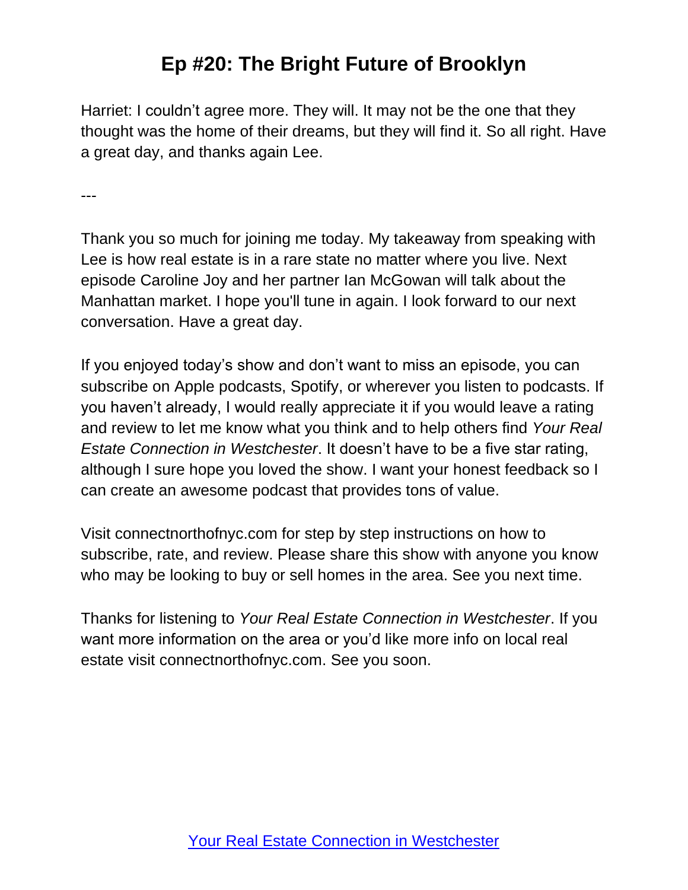Harriet: I couldn't agree more. They will. It may not be the one that they thought was the home of their dreams, but they will find it. So all right. Have a great day, and thanks again Lee.

---

Thank you so much for joining me today. My takeaway from speaking with Lee is how real estate is in a rare state no matter where you live. Next episode Caroline Joy and her partner Ian McGowan will talk about the Manhattan market. I hope you'll tune in again. I look forward to our next conversation. Have a great day.

If you enjoyed today's show and don't want to miss an episode, you can subscribe on Apple podcasts, Spotify, or wherever you listen to podcasts. If you haven't already, I would really appreciate it if you would leave a rating and review to let me know what you think and to help others find *Your Real Estate Connection in Westchester*. It doesn't have to be a five star rating, although I sure hope you loved the show. I want your honest feedback so I can create an awesome podcast that provides tons of value.

Visit connectnorthofnyc.com for step by step instructions on how to subscribe, rate, and review. Please share this show with anyone you know who may be looking to buy or sell homes in the area. See you next time.

Thanks for listening to *Your Real Estate Connection in Westchester*. If you want more information on the area or you'd like more info on local real estate visit connectnorthofnyc.com. See you soon.